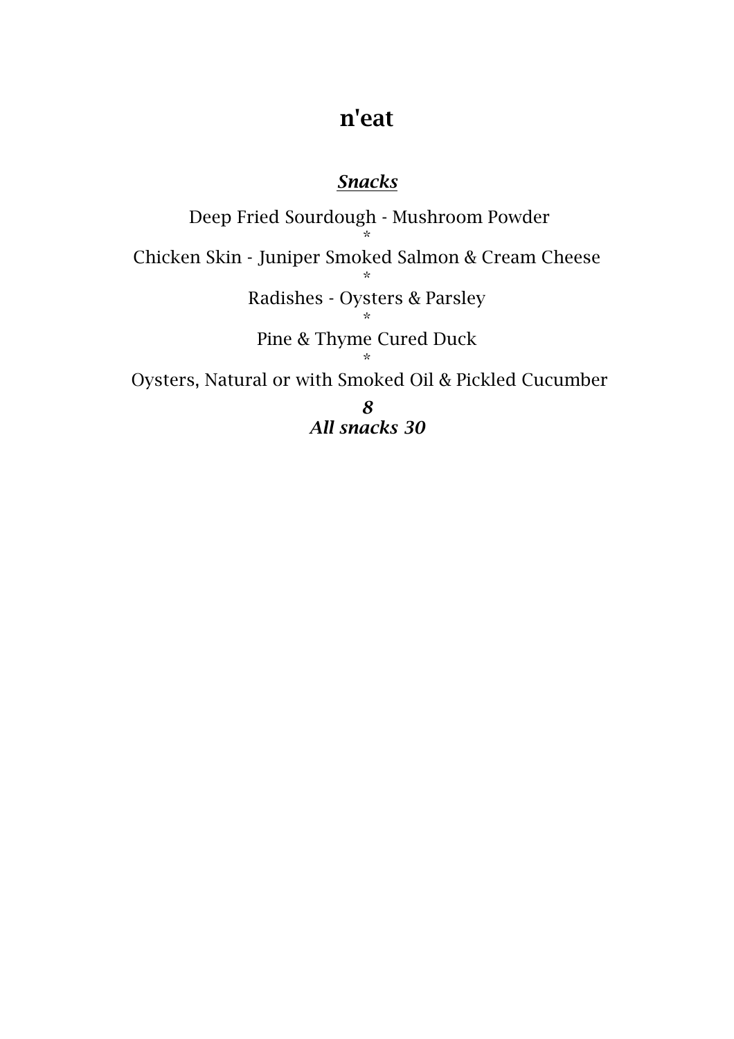# n'eat

***Snacks***

Deep Fried Sourdough - Mushroom Powder

*

Chicken Skin - Juniper Smoked Salmon & Cream Cheese

*

Radishes - Oysters & Parsley

*

Pine & Thyme Cured Duck

*

Oysters, Natural or with Smoked Oil & Pickled Cucumber

***8***

***All snacks 30***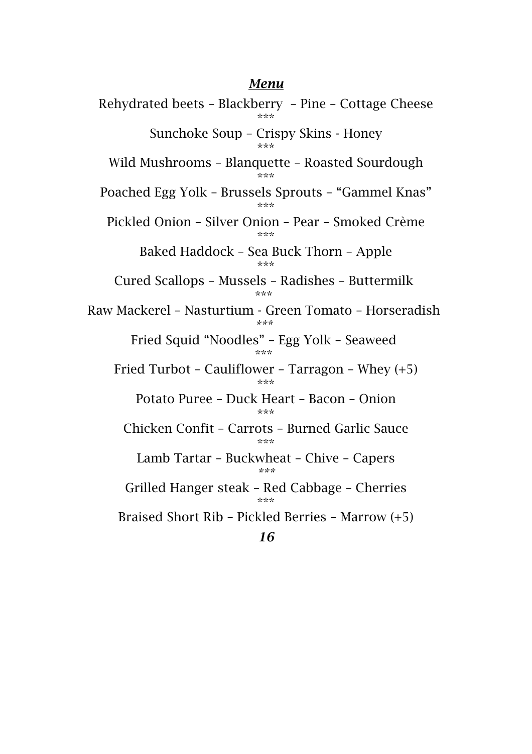***Menu***

Rehydrated beets – Blackberry – Pine – Cottage Cheese

***

Sunchoke Soup – Crispy Skins - Honey

***

Wild Mushrooms – Blanquette – Roasted Sourdough

***

Poached Egg Yolk – Brussels Sprouts – “Gammel Knas”

***

Pickled Onion – Silver Onion – Pear – Smoked Crème

***

Baked Haddock – Sea Buck Thorn – Apple

***

Cured Scallops – Mussels – Radishes – Buttermilk

***

Raw Mackerel – Nasturtium - Green Tomato – Horseradish

***

Fried Squid “Noodles” – Egg Yolk – Seaweed

***

Fried Turbot – Cauliflower – Tarragon – Whey (+5)

***

Potato Puree – Duck Heart – Bacon – Onion

***

Chicken Confit – Carrots – Burned Garlic Sauce

***

Lamb Tartar – Buckwheat – Chive – Capers

***

Grilled Hanger steak – Red Cabbage – Cherries

***

Braised Short Rib – Pickled Berries – Marrow (+5)

***16***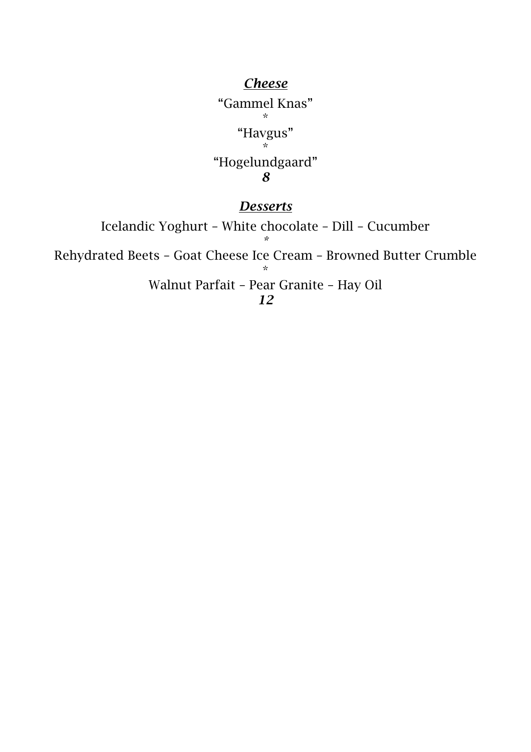## ***Cheese***

"Gammel Knas"

*

"Havgus"

*

"Hogelundgaard"

***8***

## ***Desserts***

Icelandic Yoghurt – White chocolate – Dill – Cucumber

*

Rehydrated Beets – Goat Cheese Ice Cream – Browned Butter Crumble

*

Walnut Parfait – Pear Granite – Hay Oil

***12***